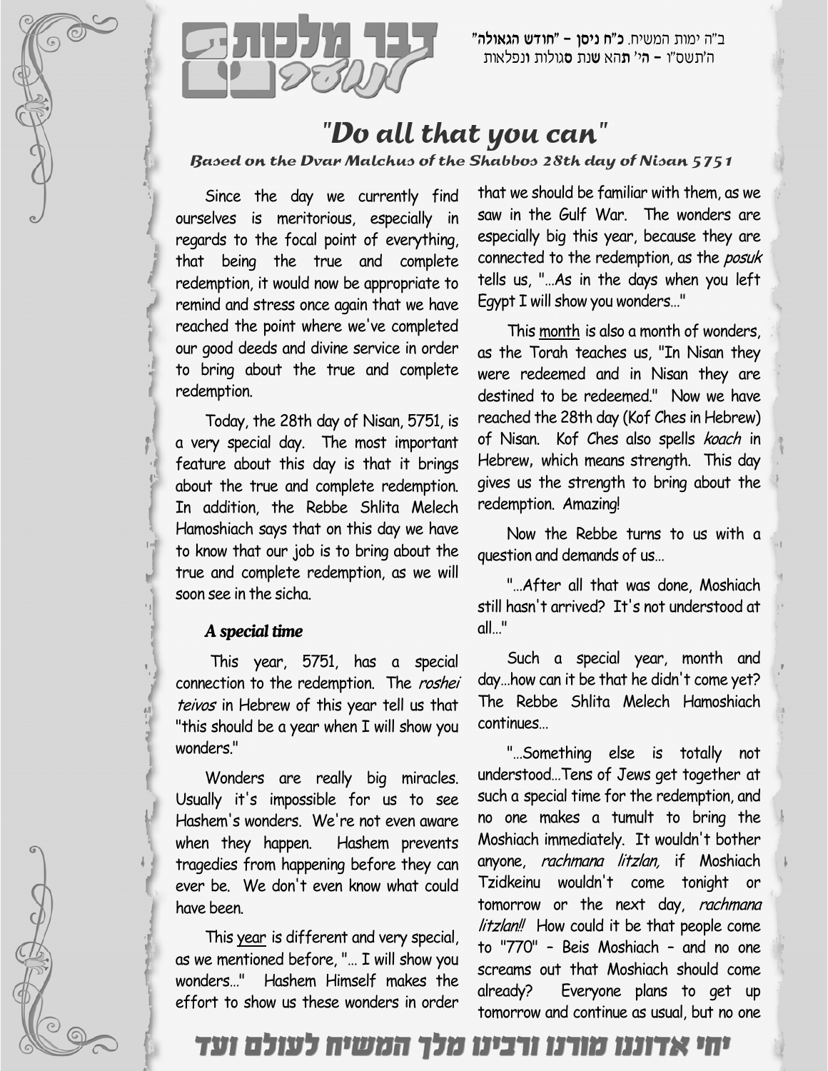ב"ה ימות המשיח. כ"ח ניסן – "חודש הגאולה"
ה'תשס"ו – ה' תהא שנת סגולות ונפלאות

דבר מלכות לנוער

# "Do all that you can"

### *Based on the Dvar Malchus of the Shabbos 28th day of Nisan 5751*

Since the day we currently find ourselves is meritorious, especially in regards to the focal point of everything, that being the true and complete redemption, it would now be appropriate to remind and stress once again that we have reached the point where we've completed our good deeds and divine service in order to bring about the true and complete redemption.

Today, the 28th day of Nisan, 5751, is a very special day. The most important feature about this day is that it brings about the true and complete redemption. In addition, the Rebbe Shlita Melech Hamoshiach says that on this day we have to know that our job is to bring about the true and complete redemption, as we will soon see in the sicha.

#### *A special time*

This year, 5751, has a special connection to the redemption. The *roshei teivos* in Hebrew of this year tell us that "this should be a year when I will show you wonders."

Wonders are really big miracles. Usually it's impossible for us to see Hashem's wonders. We're not even aware when they happen. Hashem prevents tragedies from happening before they can ever be. We don't even know what could have been.

This year is different and very special, as we mentioned before, "... I will show you wonders..." Hashem Himself makes the effort to show us these wonders in order that we should be familiar with them, as we saw in the Gulf War. The wonders are especially big this year, because they are connected to the redemption, as the *posuk* tells us, "...As in the days when you left Egypt I will show you wonders..."

This month is also a month of wonders, as the Torah teaches us, "In Nisan they were redeemed and in Nisan they are destined to be redeemed." Now we have reached the 28th day (Kof Ches in Hebrew) of Nisan. Kof Ches also spells *koach* in Hebrew, which means strength. This day gives us the strength to bring about the redemption. Amazing!

Now the Rebbe turns to us with a question and demands of us...

"...After all that was done, Moshiach still hasn't arrived? It's not understood at all..."

Such a special year, month and day...how can it be that he didn't come yet? The Rebbe Shlita Melech Hamoshiach continues...

"...Something else is totally not understood...Tens of Jews get together at such a special time for the redemption, and no one makes a tumult to bring the Moshiach immediately. It wouldn't bother anyone, *rachmana litzlan,* if Moshiach Tzidkeinu wouldn't come tonight or tomorrow or the next day, *rachmana litzlan!!* How could it be that people come to "770" – Beis Moshiach – and no one screams out that Moshiach should come already? Everyone plans to get up tomorrow and continue as usual, but no one

יחי אדוננו מורנו ורבינו מלך המשיח לעולם ועד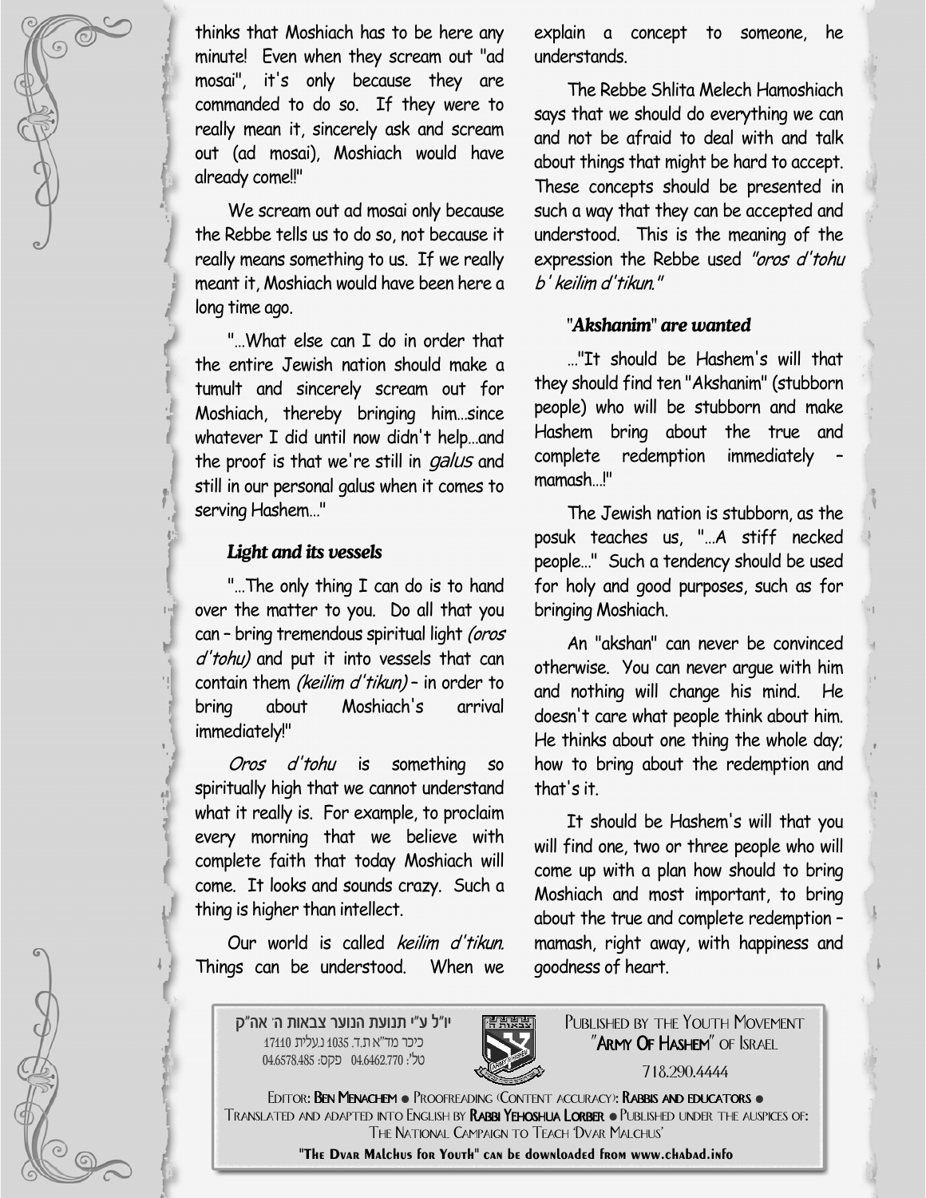thinks that Moshiach has to be here any minute! Even when they scream out "ad mosai", it's only because they are commanded to do so. If they were to really mean it, sincerely ask and scream out (ad mosai), Moshiach would have already come!!"

We scream out ad mosai only because the Rebbe tells us to do so, not because it really means something to us. If we really meant it, Moshiach would have been here a long time ago.

"...What else can I do in order that the entire Jewish nation should make a tumult and sincerely scream out for Moshiach, thereby bringing him...since whatever I did until now didn't help...and the proof is that we're still in *galus* and still in our personal galus when it comes to serving Hashem..."

### *Light and its vessels*

"...The only thing I can do is to hand over the matter to you. Do all that you can – bring tremendous spiritual light *(oros d'tohu)* and put it into vessels that can contain them *(keilim d'tikun)* – in order to bring about Moshiach's arrival immediately!"

*Oros d'tohu* is something so spiritually high that we cannot understand what it really is. For example, to proclaim every morning that we believe with complete faith that today Moshiach will come. It looks and sounds crazy. Such a thing is higher than intellect.

Our world is called *keilim d'tikun*. Things can be understood. When we explain a concept to someone, he understands.

The Rebbe Shlita Melech Hamoshiach says that we should do everything we can and not be afraid to deal with and talk about things that might be hard to accept. These concepts should be presented in such a way that they can be accepted and understood. This is the meaning of the expression the Rebbe used *"oros d'tohu b' keilim d'tikun."*

### *"Akshanim" are wanted*

..."It should be Hashem's will that they should find ten "Akshanim" (stubborn people) who will be stubborn and make Hashem bring about the true and complete redemption immediately – mamash...!"

The Jewish nation is stubborn, as the posuk teaches us, "...A stiff necked people..." Such a tendency should be used for holy and good purposes, such as for bringing Moshiach.

An "akshan" can never be convinced otherwise. You can never argue with him and nothing will change his mind. He doesn't care what people think about him. He thinks about one thing the whole day; how to bring about the redemption and that's it.

It should be Hashem's will that you will find one, two or three people who will come up with a plan how should to bring Moshiach and most important, to bring about the true and complete redemption – mamash, right away, with happiness and goodness of heart.

---

יו"ל ע"י תנועת הנוער צבאות ה' אה"ק
כיכר מד"א ת.ד. 1035 נ.עלית 17110
טל': 04.6462.770 פקס: 04.6578.485

Published by the Youth Movement "Army Of Hashem" of Israel
718.290.4444

Editor: **Ben Menachem** ● Proofreading (Content accuracy): **Rabbis and educators** ●
Translated and adapted into English by **Rabbi Yehoshua Lorber** ● Published under the auspices of:
The National Campaign to Teach 'Dvar Malchus'

**"The Dvar Malchus for Youth" can be downloaded from www.chabad.info**